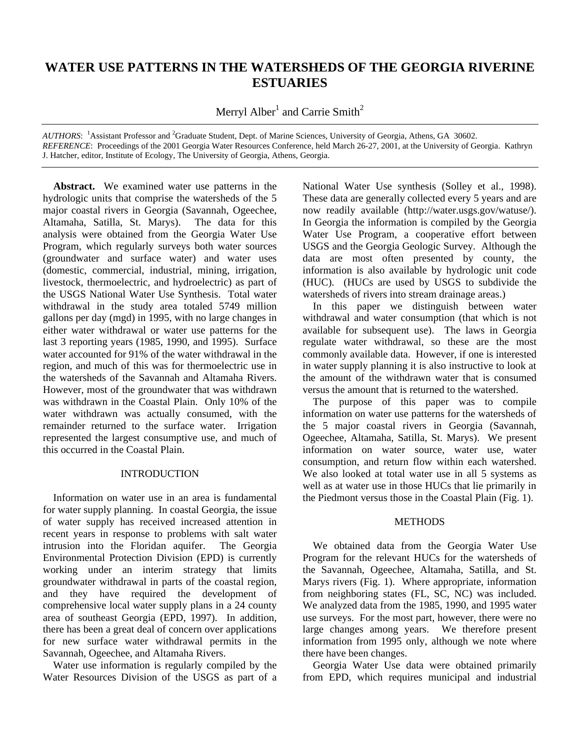# WATER USE PATTERNS IN THE WATERSHEDS OF THE GEORGIA RIVERINE ESTUARIES

Merryl Alber[1] and Carrie Smith[2]

*AUTHORS*: [1]Assistant Professor and [2]Graduate Student, Dept. of Marine Sciences, University of Georgia, Athens, GA 30602.
*REFERENCE*: Proceedings of the 2001 Georgia Water Resources Conference, held March 26-27, 2001, at the University of Georgia. Kathryn J. Hatcher, editor, Institute of Ecology, The University of Georgia, Athens, Georgia.

**Abstract.** We examined water use patterns in the hydrologic units that comprise the watersheds of the 5 major coastal rivers in Georgia (Savannah, Ogeechee, Altamaha, Satilla, St. Marys). The data for this analysis were obtained from the Georgia Water Use Program, which regularly surveys both water sources (groundwater and surface water) and water uses (domestic, commercial, industrial, mining, irrigation, livestock, thermoelectric, and hydroelectric) as part of the USGS National Water Use Synthesis. Total water withdrawal in the study area totaled 5749 million gallons per day (mgd) in 1995, with no large changes in either water withdrawal or water use patterns for the last 3 reporting years (1985, 1990, and 1995). Surface water accounted for 91% of the water withdrawal in the region, and much of this was for thermoelectric use in the watersheds of the Savannah and Altamaha Rivers. However, most of the groundwater that was withdrawn was withdrawn in the Coastal Plain. Only 10% of the water withdrawn was actually consumed, with the remainder returned to the surface water. Irrigation represented the largest consumptive use, and much of this occurred in the Coastal Plain.

## INTRODUCTION

Information on water use in an area is fundamental for water supply planning. In coastal Georgia, the issue of water supply has received increased attention in recent years in response to problems with salt water intrusion into the Floridan aquifer. The Georgia Environmental Protection Division (EPD) is currently working under an interim strategy that limits groundwater withdrawal in parts of the coastal region, and they have required the development of comprehensive local water supply plans in a 24 county area of southeast Georgia (EPD, 1997). In addition, there has been a great deal of concern over applications for new surface water withdrawal permits in the Savannah, Ogeechee, and Altamaha Rivers.

Water use information is regularly compiled by the Water Resources Division of the USGS as part of a National Water Use synthesis (Solley et al., 1998). These data are generally collected every 5 years and are now readily available (http://water.usgs.gov/watuse/). In Georgia the information is compiled by the Georgia Water Use Program, a cooperative effort between USGS and the Georgia Geologic Survey. Although the data are most often presented by county, the information is also available by hydrologic unit code (HUC). (HUCs are used by USGS to subdivide the watersheds of rivers into stream drainage areas.)

In this paper we distinguish between water withdrawal and water consumption (that which is not available for subsequent use). The laws in Georgia regulate water withdrawal, so these are the most commonly available data. However, if one is interested in water supply planning it is also instructive to look at the amount of the withdrawn water that is consumed versus the amount that is returned to the watershed.

The purpose of this paper was to compile information on water use patterns for the watersheds of the 5 major coastal rivers in Georgia (Savannah, Ogeechee, Altamaha, Satilla, St. Marys). We present information on water source, water use, water consumption, and return flow within each watershed. We also looked at total water use in all 5 systems as well as at water use in those HUCs that lie primarily in the Piedmont versus those in the Coastal Plain (Fig. 1).

## METHODS

We obtained data from the Georgia Water Use Program for the relevant HUCs for the watersheds of the Savannah, Ogeechee, Altamaha, Satilla, and St. Marys rivers (Fig. 1). Where appropriate, information from neighboring states (FL, SC, NC) was included. We analyzed data from the 1985, 1990, and 1995 water use surveys. For the most part, however, there were no large changes among years. We therefore present information from 1995 only, although we note where there have been changes.

Georgia Water Use data were obtained primarily from EPD, which requires municipal and industrial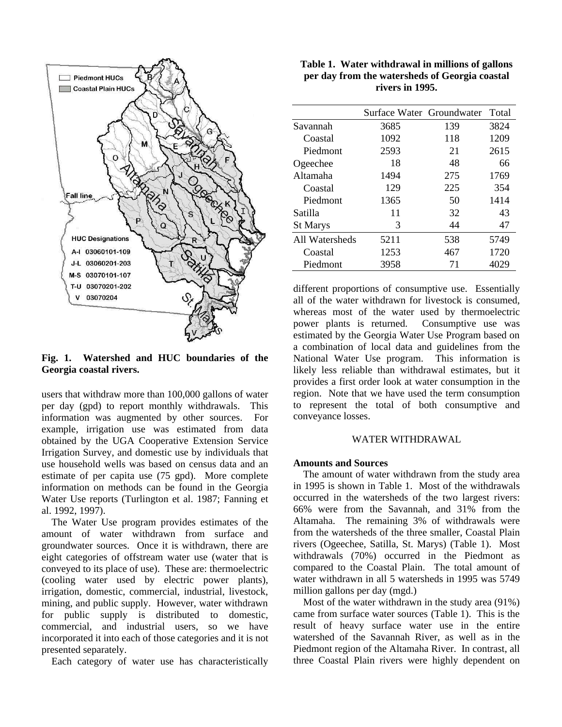**Fig. 1. Watershed and HUC boundaries of the Georgia coastal rivers.**

users that withdraw more than 100,000 gallons of water per day (gpd) to report monthly withdrawals. This information was augmented by other sources. For example, irrigation use was estimated from data obtained by the UGA Cooperative Extension Service Irrigation Survey, and domestic use by individuals that use household wells was based on census data and an estimate of per capita use (75 gpd). More complete information on methods can be found in the Georgia Water Use reports (Turlington et al. 1987; Fanning et al. 1992, 1997).

The Water Use program provides estimates of the amount of water withdrawn from surface and groundwater sources. Once it is withdrawn, there are eight categories of offstream water use (water that is conveyed to its place of use). These are: thermoelectric (cooling water used by electric power plants), irrigation, domestic, commercial, industrial, livestock, mining, and public supply. However, water withdrawn for public supply is distributed to domestic, commercial, and industrial users, so we have incorporated it into each of those categories and it is not presented separately.

Each category of water use has characteristically different proportions of consumptive use. Essentially all of the water withdrawn for livestock is consumed, whereas most of the water used by thermoelectric power plants is returned. Consumptive use was estimated by the Georgia Water Use Program based on a combination of local data and guidelines from the National Water Use program. This information is likely less reliable than withdrawal estimates, but it provides a first order look at water consumption in the region. Note that we have used the term consumption to represent the total of both consumptive and conveyance losses.

**Table 1. Water withdrawal in millions of gallons per day from the watersheds of Georgia coastal rivers in 1995.**

| | Surface Water | Groundwater | Total |
|---|---|---|---|
| Savannah | 3685 | 139 | 3824 |
| Coastal | 1092 | 118 | 1209 |
| Piedmont | 2593 | 21 | 2615 |
| Ogeechee | 18 | 48 | 66 |
| Altamaha | 1494 | 275 | 1769 |
| Coastal | 129 | 225 | 354 |
| Piedmont | 1365 | 50 | 1414 |
| Satilla | 11 | 32 | 43 |
| St Marys | 3 | 44 | 47 |
| All Watersheds | 5211 | 538 | 5749 |
| Coastal | 1253 | 467 | 1720 |
| Piedmont | 3958 | 71 | 4029 |

## WATER WITHDRAWAL

### Amounts and Sources

The amount of water withdrawn from the study area in 1995 is shown in Table 1. Most of the withdrawals occurred in the watersheds of the two largest rivers: 66% were from the Savannah, and 31% from the Altamaha. The remaining 3% of withdrawals were from the watersheds of the three smaller, Coastal Plain rivers (Ogeechee, Satilla, St. Marys) (Table 1). Most withdrawals (70%) occurred in the Piedmont as compared to the Coastal Plain. The total amount of water withdrawn in all 5 watersheds in 1995 was 5749 million gallons per day (mgd.)

Most of the water withdrawn in the study area (91%) came from surface water sources (Table 1). This is the result of heavy surface water use in the entire watershed of the Savannah River, as well as in the Piedmont region of the Altamaha River. In contrast, all three Coastal Plain rivers were highly dependent on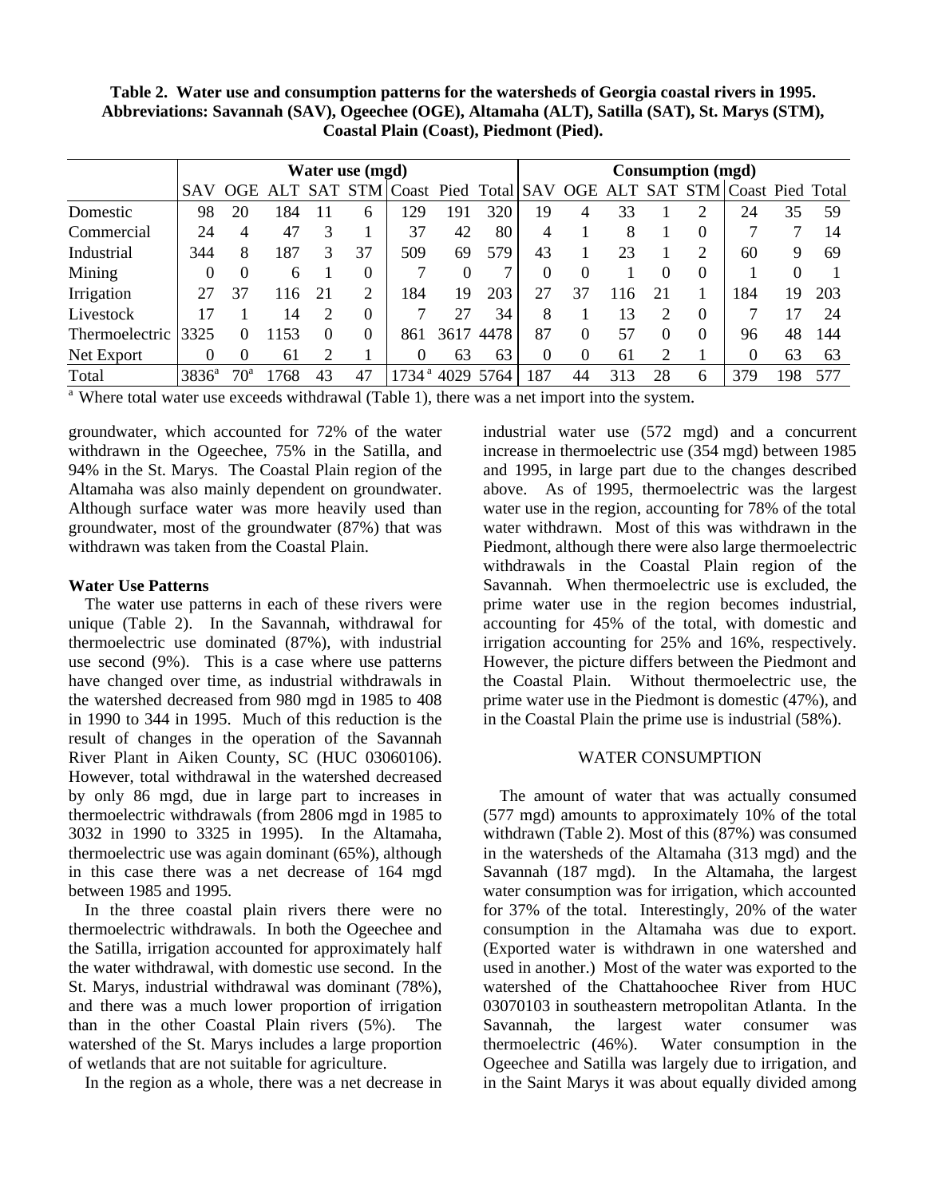**Table 2. Water use and consumption patterns for the watersheds of Georgia coastal rivers in 1995. Abbreviations: Savannah (SAV), Ogeechee (OGE), Altamaha (ALT), Satilla (SAT), St. Marys (STM), Coastal Plain (Coast), Piedmont (Pied).**

| | Water use (mgd) | | | | | | | | Consumption (mgd) | | | | | | | |
|---|---|---|---|---|---|---|---|---|---|---|---|---|---|---|---|---|
| | SAV | OGE | ALT | SAT | STM | Coast | Pied | Total | SAV | OGE | ALT | SAT | STM | Coast | Pied | Total |
| Domestic | 98 | 20 | 184 | 11 | 6 | 129 | 191 | 320 | 19 | 4 | 33 | 1 | 2 | 24 | 35 | 59 |
| Commercial | 24 | 4 | 47 | 3 | 1 | 37 | 42 | 80 | 4 | 1 | 8 | 1 | 0 | 7 | 7 | 14 |
| Industrial | 344 | 8 | 187 | 3 | 37 | 509 | 69 | 579 | 43 | 1 | 23 | 1 | 2 | 60 | 9 | 69 |
| Mining | 0 | 0 | 6 | 1 | 0 | 7 | 0 | 7 | 0 | 0 | 1 | 0 | 0 | 1 | 0 | 1 |
| Irrigation | 27 | 37 | 116 | 21 | 2 | 184 | 19 | 203 | 27 | 37 | 116 | 21 | 1 | 184 | 19 | 203 |
| Livestock | 17 | 1 | 14 | 2 | 0 | 7 | 27 | 34 | 8 | 1 | 13 | 2 | 0 | 7 | 17 | 24 |
| Thermoelectric | 3325 | 0 | 1153 | 0 | 0 | 861 | 3617 | 4478 | 87 | 0 | 57 | 0 | 0 | 96 | 48 | 144 |
| Net Export | 0 | 0 | 61 | 2 | 1 | 0 | 63 | 63 | 0 | 0 | 61 | 2 | 1 | 0 | 63 | 63 |
| Total | 3836[a] | 70[a] | 1768 | 43 | 47 | 1734[a] | 4029 | 5764 | 187 | 44 | 313 | 28 | 6 | 379 | 198 | 577 |

[a] Where total water use exceeds withdrawal (Table 1), there was a net import into the system.

groundwater, which accounted for 72% of the water withdrawn in the Ogeechee, 75% in the Satilla, and 94% in the St. Marys. The Coastal Plain region of the Altamaha was also mainly dependent on groundwater. Although surface water was more heavily used than groundwater, most of the groundwater (87%) that was withdrawn was taken from the Coastal Plain.

**Water Use Patterns**

The water use patterns in each of these rivers were unique (Table 2). In the Savannah, withdrawal for thermoelectric use dominated (87%), with industrial use second (9%). This is a case where use patterns have changed over time, as industrial withdrawals in the watershed decreased from 980 mgd in 1985 to 408 in 1990 to 344 in 1995. Much of this reduction is the result of changes in the operation of the Savannah River Plant in Aiken County, SC (HUC 03060106). However, total withdrawal in the watershed decreased by only 86 mgd, due in large part to increases in thermoelectric withdrawals (from 2806 mgd in 1985 to 3032 in 1990 to 3325 in 1995). In the Altamaha, thermoelectric use was again dominant (65%), although in this case there was a net decrease of 164 mgd between 1985 and 1995.

In the three coastal plain rivers there were no thermoelectric withdrawals. In both the Ogeechee and the Satilla, irrigation accounted for approximately half the water withdrawal, with domestic use second. In the St. Marys, industrial withdrawal was dominant (78%), and there was a much lower proportion of irrigation than in the other Coastal Plain rivers (5%). The watershed of the St. Marys includes a large proportion of wetlands that are not suitable for agriculture.

In the region as a whole, there was a net decrease in industrial water use (572 mgd) and a concurrent increase in thermoelectric use (354 mgd) between 1985 and 1995, in large part due to the changes described above. As of 1995, thermoelectric was the largest water use in the region, accounting for 78% of the total water withdrawn. Most of this was withdrawn in the Piedmont, although there were also large thermoelectric withdrawals in the Coastal Plain region of the Savannah. When thermoelectric use is excluded, the prime water use in the region becomes industrial, accounting for 45% of the total, with domestic and irrigation accounting for 25% and 16%, respectively. However, the picture differs between the Piedmont and the Coastal Plain. Without thermoelectric use, the prime water use in the Piedmont is domestic (47%), and in the Coastal Plain the prime use is industrial (58%).

## WATER CONSUMPTION

The amount of water that was actually consumed (577 mgd) amounts to approximately 10% of the total withdrawn (Table 2). Most of this (87%) was consumed in the watersheds of the Altamaha (313 mgd) and the Savannah (187 mgd). In the Altamaha, the largest water consumption was for irrigation, which accounted for 37% of the total. Interestingly, 20% of the water consumption in the Altamaha was due to export. (Exported water is withdrawn in one watershed and used in another.) Most of the water was exported to the watershed of the Chattahoochee River from HUC 03070103 in southeastern metropolitan Atlanta. In the Savannah, the largest water consumer was thermoelectric (46%). Water consumption in the Ogeechee and Satilla was largely due to irrigation, and in the Saint Marys it was about equally divided among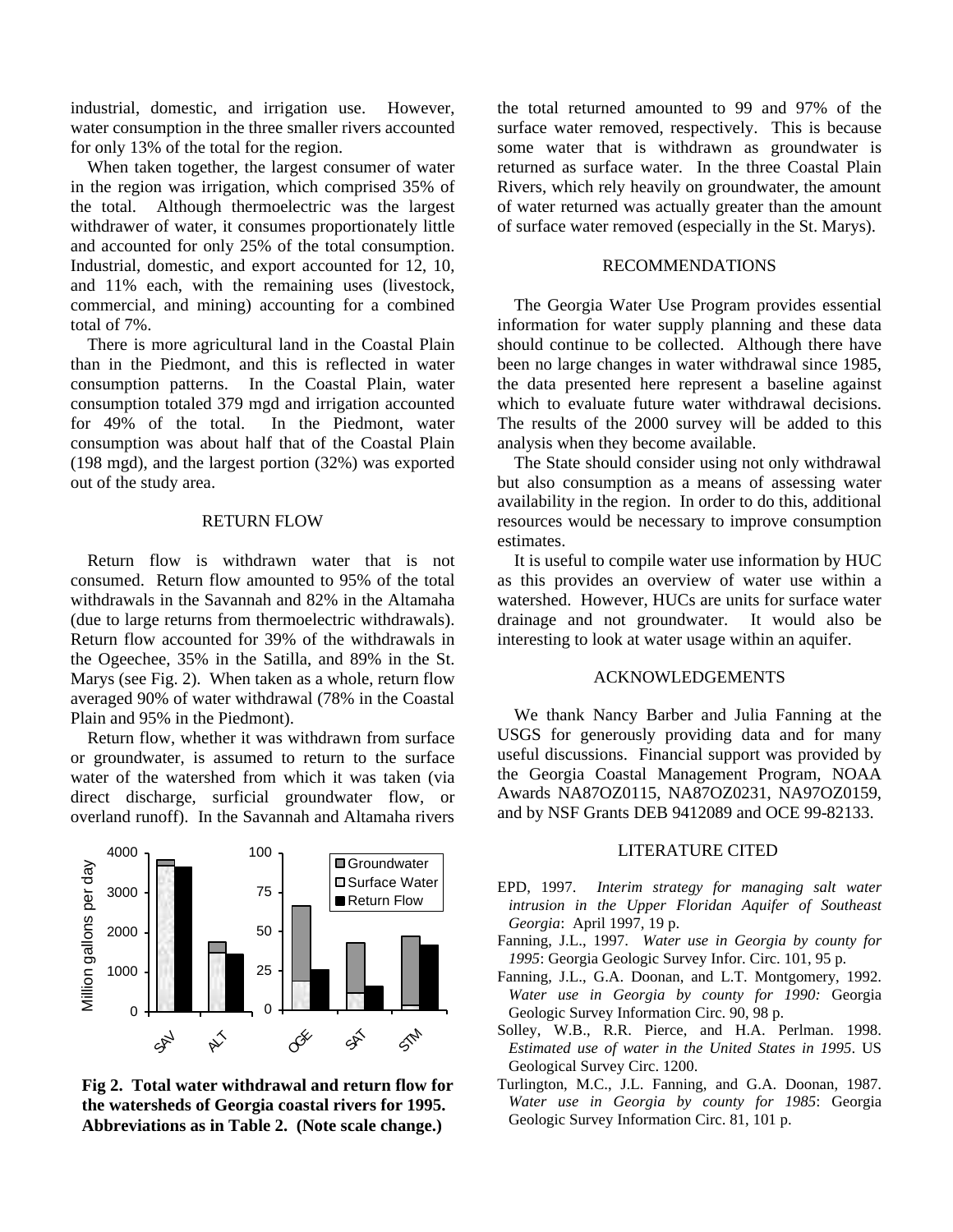industrial, domestic, and irrigation use. However, water consumption in the three smaller rivers accounted for only 13% of the total for the region.

When taken together, the largest consumer of water in the region was irrigation, which comprised 35% of the total. Although thermoelectric was the largest withdrawer of water, it consumes proportionately little and accounted for only 25% of the total consumption. Industrial, domestic, and export accounted for 12, 10, and 11% each, with the remaining uses (livestock, commercial, and mining) accounting for a combined total of 7%.

There is more agricultural land in the Coastal Plain than in the Piedmont, and this is reflected in water consumption patterns. In the Coastal Plain, water consumption totaled 379 mgd and irrigation accounted for 49% of the total. In the Piedmont, water consumption was about half that of the Coastal Plain (198 mgd), and the largest portion (32%) was exported out of the study area.

## RETURN FLOW

Return flow is withdrawn water that is not consumed. Return flow amounted to 95% of the total withdrawals in the Savannah and 82% in the Altamaha (due to large returns from thermoelectric withdrawals). Return flow accounted for 39% of the withdrawals in the Ogeechee, 35% in the Satilla, and 89% in the St. Marys (see Fig. 2). When taken as a whole, return flow averaged 90% of water withdrawal (78% in the Coastal Plain and 95% in the Piedmont).

Return flow, whether it was withdrawn from surface or groundwater, is assumed to return to the surface water of the watershed from which it was taken (via direct discharge, surficial groundwater flow, or overland runoff). In the Savannah and Altamaha rivers the total returned amounted to 99 and 97% of the surface water removed, respectively. This is because some water that is withdrawn as groundwater is returned as surface water. In the three Coastal Plain Rivers, which rely heavily on groundwater, the amount of water returned was actually greater than the amount of surface water removed (especially in the St. Marys).

Million gallons per day
4000
3000
2000
1000
0
100
75
50
25
0
Groundwater
Surface Water
Return Flow
SAV
ALT
OGE
SAT
STM

**Fig 2. Total water withdrawal and return flow for the watersheds of Georgia coastal rivers for 1995. Abbreviations as in Table 2. (Note scale change.)**

## RECOMMENDATIONS

The Georgia Water Use Program provides essential information for water supply planning and these data should continue to be collected. Although there have been no large changes in water withdrawal since 1985, the data presented here represent a baseline against which to evaluate future water withdrawal decisions. The results of the 2000 survey will be added to this analysis when they become available.

The State should consider using not only withdrawal but also consumption as a means of assessing water availability in the region. In order to do this, additional resources would be necessary to improve consumption estimates.

It is useful to compile water use information by HUC as this provides an overview of water use within a watershed. However, HUCs are units for surface water drainage and not groundwater. It would also be interesting to look at water usage within an aquifer.

## ACKNOWLEDGEMENTS

We thank Nancy Barber and Julia Fanning at the USGS for generously providing data and for many useful discussions. Financial support was provided by the Georgia Coastal Management Program, NOAA Awards NA87OZ0115, NA87OZ0231, NA97OZ0159, and by NSF Grants DEB 9412089 and OCE 99-82133.

## LITERATURE CITED

EPD, 1997. *Interim strategy for managing salt water intrusion in the Upper Floridan Aquifer of Southeast Georgia*: April 1997, 19 p.

Fanning, J.L., 1997. *Water use in Georgia by county for 1995*: Georgia Geologic Survey Infor. Circ. 101, 95 p.

Fanning, J.L., G.A. Doonan, and L.T. Montgomery, 1992. *Water use in Georgia by county for 1990:* Georgia Geologic Survey Information Circ. 90, 98 p.

Solley, W.B., R.R. Pierce, and H.A. Perlman. 1998. *Estimated use of water in the United States in 1995*. US Geological Survey Circ. 1200.

Turlington, M.C., J.L. Fanning, and G.A. Doonan, 1987. *Water use in Georgia by county for 1985*: Georgia Geologic Survey Information Circ. 81, 101 p.